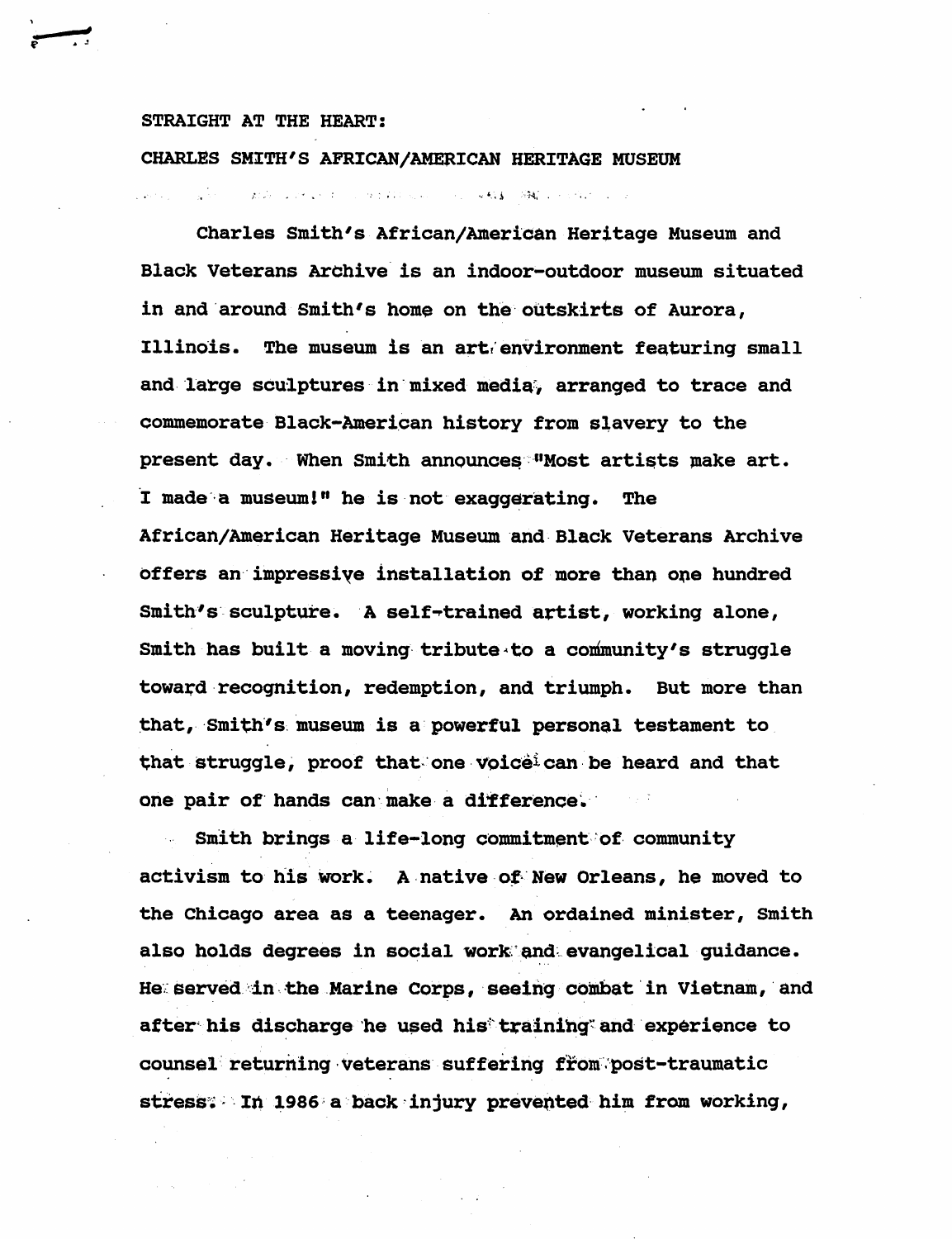# STRAIGHT AT THE HEART:

## CHARLES SMITH'S AFRICAN/AMERICAN HERITAGE MUSEUM

Charles Smith's African/American Heritage Museum and Black Veterans Archive is an indoor-outdoor museum situated in and around Smith's home on the outskirts of Aurora, Illinois. The museum is an art environment featuring small and large sculptures in mixed media, arranged to trace and commemorate Black-American history from slavery to the present day. When Smith announces "Most artists make art. I made a museum!" he is not exaggerating. The African/American Heritage Museum and Black Veterans Archive offers an impressive installation of more than one hundred Smith's sculpture. A self-trained artist, working alone, Smith has built a moving tribute to a community's struggle toward recognition, redemption, and triumph. But more than that, Smith's museum is a powerful personal testament to that struggle, proof that one voice can be heard and that one pair of hands can make a difference.

Smith brings a life-long commitment of community activism to his work. A native of New Orleans, he moved to the Chicago area as a teenager. An ordained minister, Smith also holds degrees in social work and evangelical guidance. He served in the Marine Corps, seeing combat in Vietnam, and after his discharge he used his training and experience to counsel returning veterans suffering from post-traumatic stress. In 1986 a back injury prevented him from working,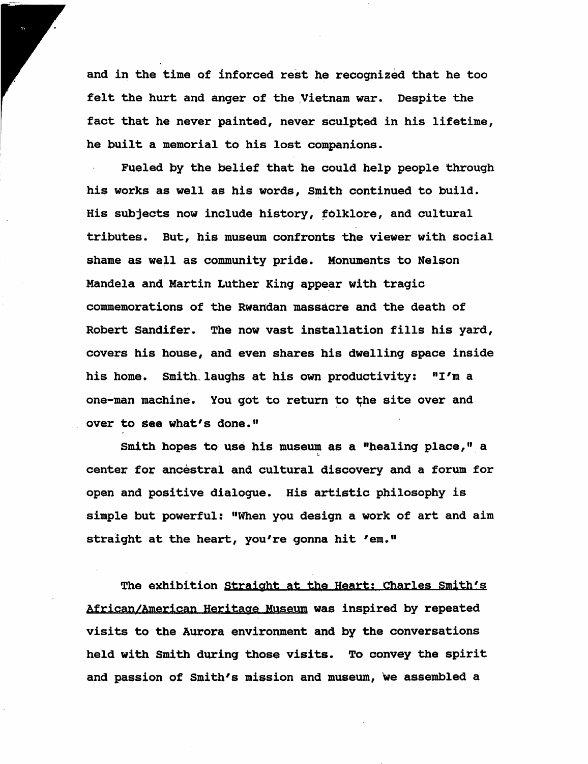and in the time of inforced rest he recognized that he too felt the hurt and anger of the Vietnam war. Despite the fact that he never painted, never sculpted in his lifetime, he built a memorial to his lost companions.

Fueled by the belief that he could help people through his works as well as his words, Smith continued to build. His subjects now include history, folklore, and cultural tributes. But, his museum confronts the viewer with social shame as well as community pride. Monuments to Nelson Mandela and Martin Luther King appear with tragic commemorations of the Rwandan massacre and the death of Robert Sandifer. The now vast installation fills his yard, covers his house, and even shares his dwelling space inside his home. Smith laughs at his own productivity: "I'm a one-man machine. You got to return to the site over and over to see what's done."

Smith hopes to use his museum as a "healing place," a center for ancestral and cultural discovery and a forum for open and positive dialogue. His artistic philosophy is simple but powerful: "When you design a work of art and aim straight at the heart, you're gonna hit 'em."

The exhibition Straight at the Heart: Charles Smith's African/American Heritage Museum was inspired by repeated visits to the Aurora environment and by the conversations held with Smith during those visits. To convey the spirit and passion of Smith's mission and museum, we assembled a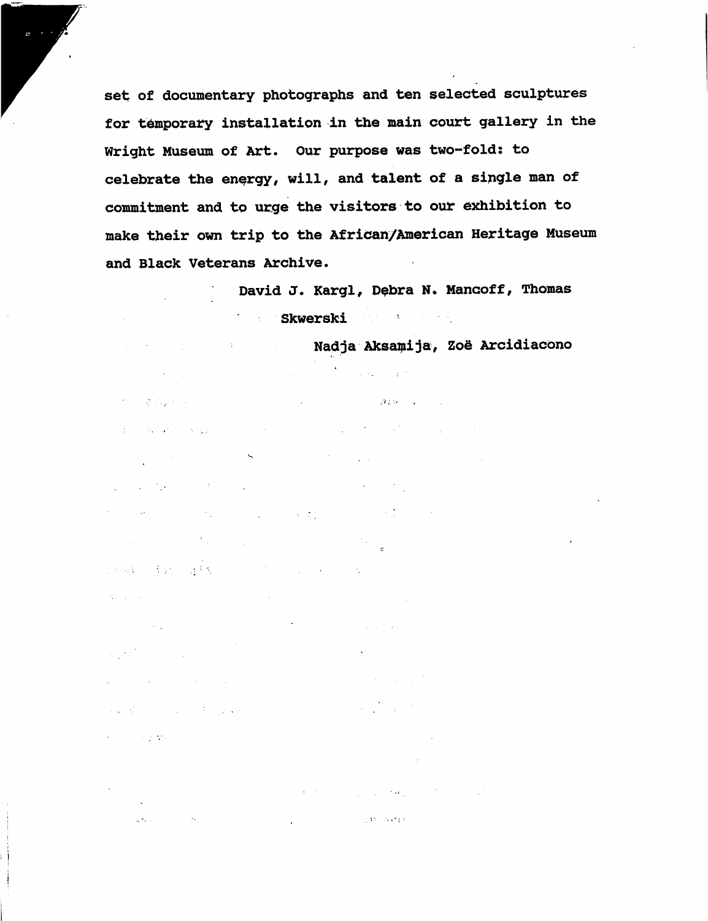set of documentary photographs and ten selected sculptures for temporary installation in the main court gallery in the Wright Museum of Art. Our purpose was two-fold: to celebrate the energy, will, and talent of a single man of commitment and to urge the visitors to our exhibition to make their own trip to the African/American Heritage Museum and Black Veterans Archive.

David J. Kargl, Debra N. Mancoff, Thomas Skwerski

Nadja Aksamija, Zoë Arcidiacono